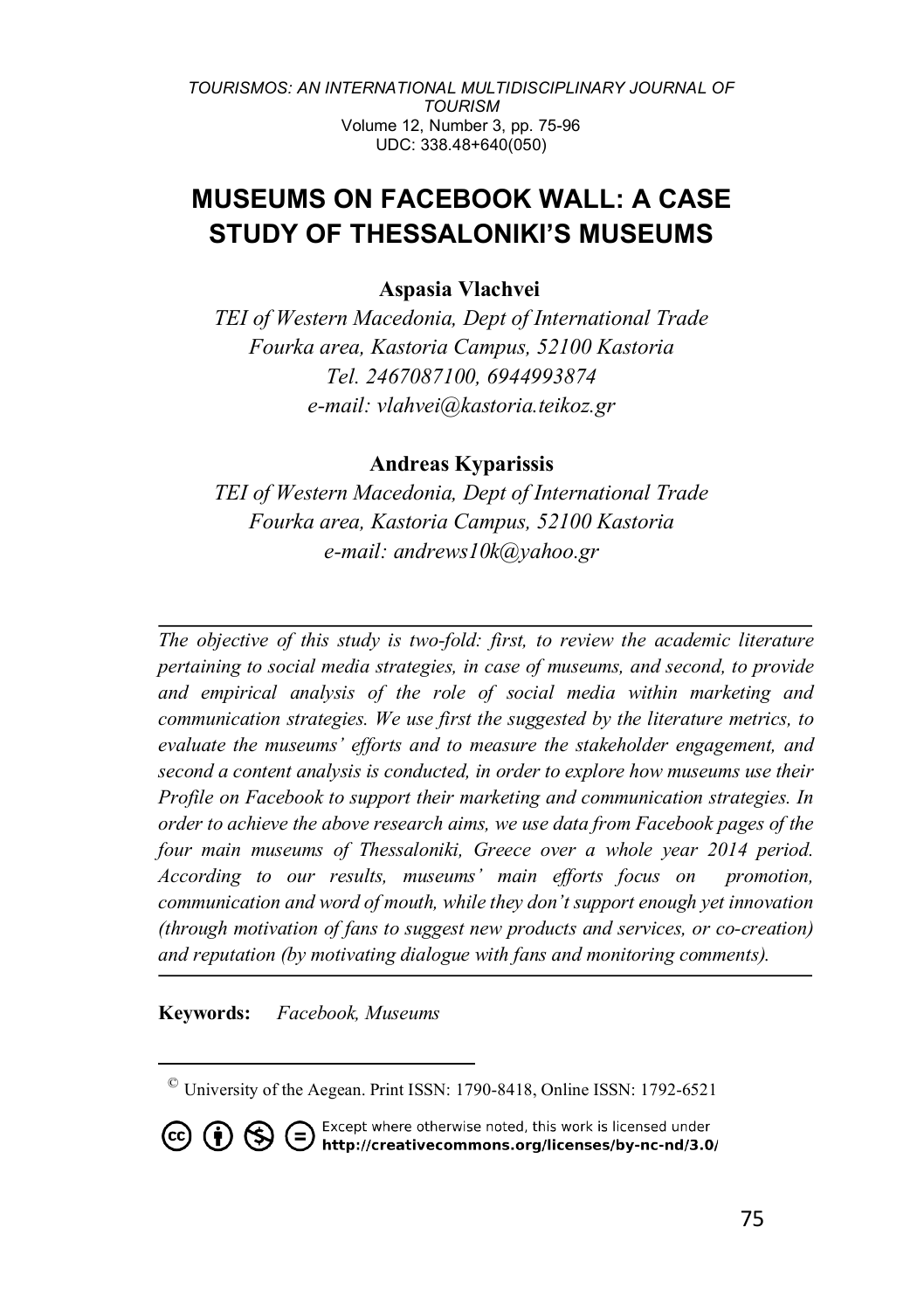TOURISMOS: AN INTERNATIONAL MULTIDISCIPLINARY JOURNAL OF TOURISM
Volume 12, Number 3, pp. 75-96
UDC: 338.48+640(050)

# MUSEUMS ON FACEBOOK WALL: A CASE STUDY OF THESSALONIKI'S MUSEUMS

**Aspasia Vlachvei**

*TEI of Western Macedonia, Dept of International Trade*
*Fourka area, Kastoria Campus, 52100 Kastoria*
*Tel. 2467087100, 6944993874*
*e-mail: vlahvei@kastoria.teikoz.gr*

**Andreas Kyparissis**

*TEI of Western Macedonia, Dept of International Trade*
*Fourka area, Kastoria Campus, 52100 Kastoria*
*e-mail: andrews10k@yahoo.gr*

---

*The objective of this study is two-fold: first, to review the academic literature pertaining to social media strategies, in case of museums, and second, to provide and empirical analysis of the role of social media within marketing and communication strategies. We use first the suggested by the literature metrics, to evaluate the museums' efforts and to measure the stakeholder engagement, and second a content analysis is conducted, in order to explore how museums use their Profile on Facebook to support their marketing and communication strategies. In order to achieve the above research aims, we use data from Facebook pages of the four main museums of Thessaloniki, Greece over a whole year 2014 period. According to our results, museums' main efforts focus on promotion, communication and word of mouth, while they don't support enough yet innovation (through motivation of fans to suggest new products and services, or co-creation) and reputation (by motivating dialogue with fans and monitoring comments).*

---

**Keywords:** *Facebook, Museums*

© University of the Aegean. Print ISSN: 1790-8418, Online ISSN: 1792-6521

Except where otherwise noted, this work is licensed under **http://creativecommons.org/licenses/by-nc-nd/3.0/**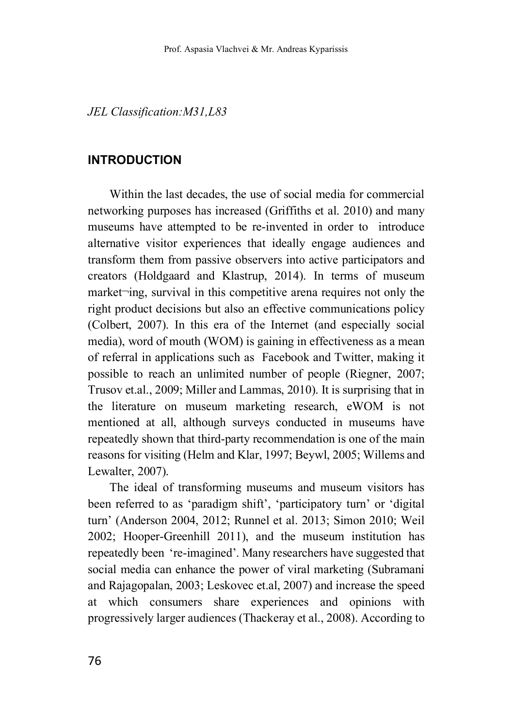*JEL Classification:M31,L83*

## INTRODUCTION

Within the last decades, the use of social media for commercial networking purposes has increased (Griffiths et al. 2010) and many museums have attempted to be re-invented in order to introduce alternative visitor experiences that ideally engage audiences and transform them from passive observers into active participators and creators (Holdgaard and Klastrup, 2014). In terms of museum market¬ing, survival in this competitive arena requires not only the right product decisions but also an effective communications policy (Colbert, 2007). In this era of the Internet (and especially social media), word of mouth (WOM) is gaining in effectiveness as a mean of referral in applications such as Facebook and Twitter, making it possible to reach an unlimited number of people (Riegner, 2007; Trusov et.al., 2009; Miller and Lammas, 2010). It is surprising that in the literature on museum marketing research, eWOM is not mentioned at all, although surveys conducted in museums have repeatedly shown that third-party recommendation is one of the main reasons for visiting (Helm and Klar, 1997; Beywl, 2005; Willems and Lewalter, 2007).

The ideal of transforming museums and museum visitors has been referred to as 'paradigm shift', 'participatory turn' or 'digital turn' (Anderson 2004, 2012; Runnel et al. 2013; Simon 2010; Weil 2002; Hooper-Greenhill 2011), and the museum institution has repeatedly been 're-imagined'. Many researchers have suggested that social media can enhance the power of viral marketing (Subramani and Rajagopalan, 2003; Leskovec et.al, 2007) and increase the speed at which consumers share experiences and opinions with progressively larger audiences (Thackeray et al., 2008). According to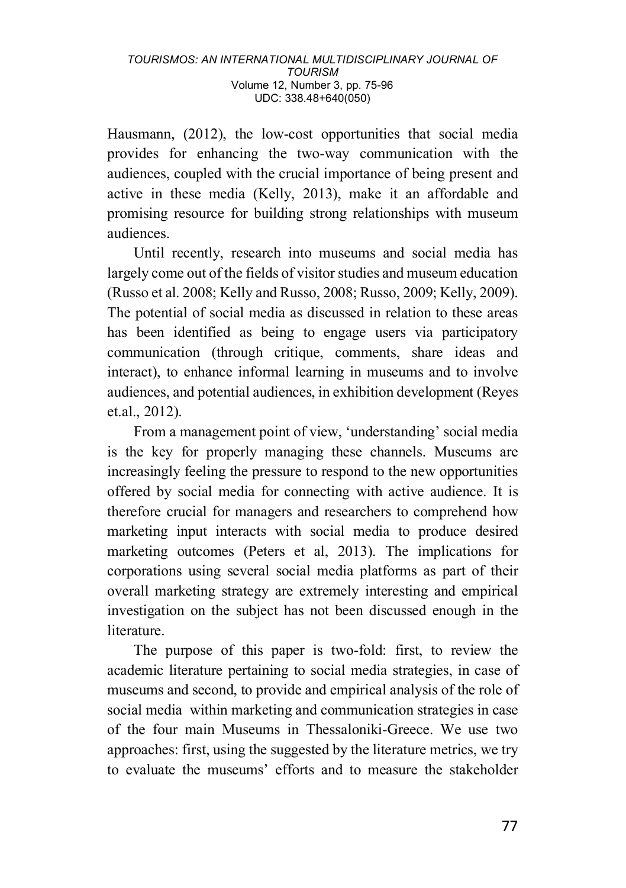Hausmann, (2012), the low-cost opportunities that social media provides for enhancing the two-way communication with the audiences, coupled with the crucial importance of being present and active in these media (Kelly, 2013), make it an affordable and promising resource for building strong relationships with museum audiences.

Until recently, research into museums and social media has largely come out of the fields of visitor studies and museum education (Russo et al. 2008; Kelly and Russo, 2008; Russo, 2009; Kelly, 2009). The potential of social media as discussed in relation to these areas has been identified as being to engage users via participatory communication (through critique, comments, share ideas and interact), to enhance informal learning in museums and to involve audiences, and potential audiences, in exhibition development (Reyes et.al., 2012).

From a management point of view, 'understanding' social media is the key for properly managing these channels. Museums are increasingly feeling the pressure to respond to the new opportunities offered by social media for connecting with active audience. It is therefore crucial for managers and researchers to comprehend how marketing input interacts with social media to produce desired marketing outcomes (Peters et al, 2013). The implications for corporations using several social media platforms as part of their overall marketing strategy are extremely interesting and empirical investigation on the subject has not been discussed enough in the literature.

The purpose of this paper is two-fold: first, to review the academic literature pertaining to social media strategies, in case of museums and second, to provide and empirical analysis of the role of social media within marketing and communication strategies in case of the four main Museums in Thessaloniki-Greece. We use two approaches: first, using the suggested by the literature metrics, we try to evaluate the museums' efforts and to measure the stakeholder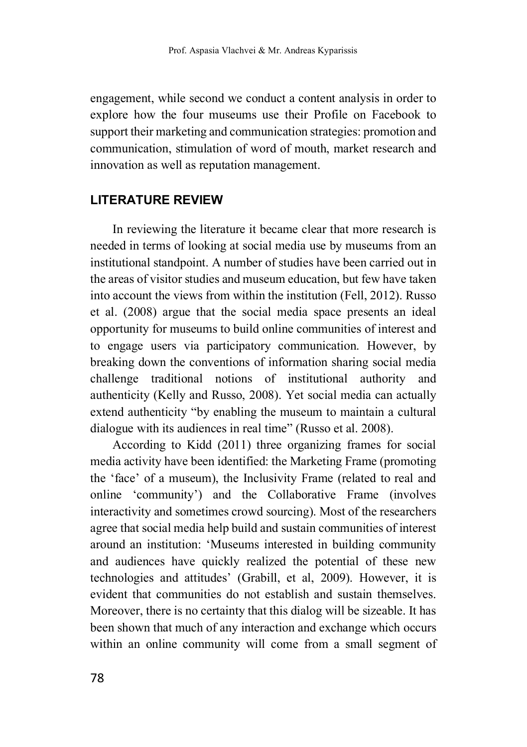engagement, while second we conduct a content analysis in order to explore how the four museums use their Profile on Facebook to support their marketing and communication strategies: promotion and communication, stimulation of word of mouth, market research and innovation as well as reputation management.

## LITERATURE REVIEW

In reviewing the literature it became clear that more research is needed in terms of looking at social media use by museums from an institutional standpoint. A number of studies have been carried out in the areas of visitor studies and museum education, but few have taken into account the views from within the institution (Fell, 2012). Russo et al. (2008) argue that the social media space presents an ideal opportunity for museums to build online communities of interest and to engage users via participatory communication. However, by breaking down the conventions of information sharing social media challenge traditional notions of institutional authority and authenticity (Kelly and Russo, 2008). Yet social media can actually extend authenticity "by enabling the museum to maintain a cultural dialogue with its audiences in real time" (Russo et al. 2008).

According to Kidd (2011) three organizing frames for social media activity have been identified: the Marketing Frame (promoting the 'face' of a museum), the Inclusivity Frame (related to real and online 'community') and the Collaborative Frame (involves interactivity and sometimes crowd sourcing). Most of the researchers agree that social media help build and sustain communities of interest around an institution: 'Museums interested in building community and audiences have quickly realized the potential of these new technologies and attitudes' (Grabill, et al, 2009). However, it is evident that communities do not establish and sustain themselves. Moreover, there is no certainty that this dialog will be sizeable. It has been shown that much of any interaction and exchange which occurs within an online community will come from a small segment of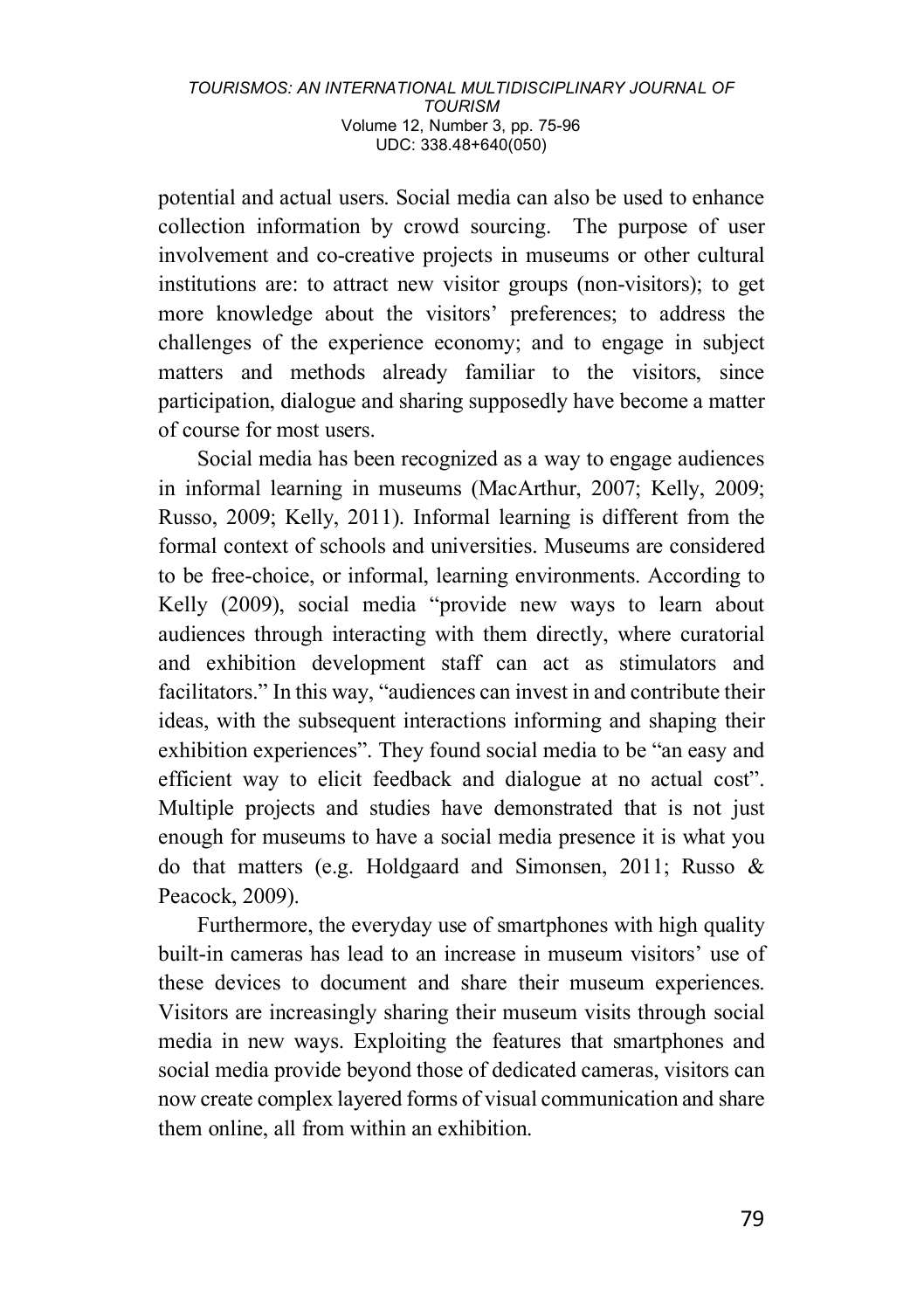potential and actual users. Social media can also be used to enhance collection information by crowd sourcing. The purpose of user involvement and co-creative projects in museums or other cultural institutions are: to attract new visitor groups (non-visitors); to get more knowledge about the visitors' preferences; to address the challenges of the experience economy; and to engage in subject matters and methods already familiar to the visitors, since participation, dialogue and sharing supposedly have become a matter of course for most users.

Social media has been recognized as a way to engage audiences in informal learning in museums (MacArthur, 2007; Kelly, 2009; Russo, 2009; Kelly, 2011). Informal learning is different from the formal context of schools and universities. Museums are considered to be free-choice, or informal, learning environments. According to Kelly (2009), social media "provide new ways to learn about audiences through interacting with them directly, where curatorial and exhibition development staff can act as stimulators and facilitators." In this way, "audiences can invest in and contribute their ideas, with the subsequent interactions informing and shaping their exhibition experiences". They found social media to be "an easy and efficient way to elicit feedback and dialogue at no actual cost". Multiple projects and studies have demonstrated that is not just enough for museums to have a social media presence it is what you do that matters (e.g. Holdgaard and Simonsen, 2011; Russo & Peacock, 2009).

Furthermore, the everyday use of smartphones with high quality built-in cameras has lead to an increase in museum visitors' use of these devices to document and share their museum experiences. Visitors are increasingly sharing their museum visits through social media in new ways. Exploiting the features that smartphones and social media provide beyond those of dedicated cameras, visitors can now create complex layered forms of visual communication and share them online, all from within an exhibition.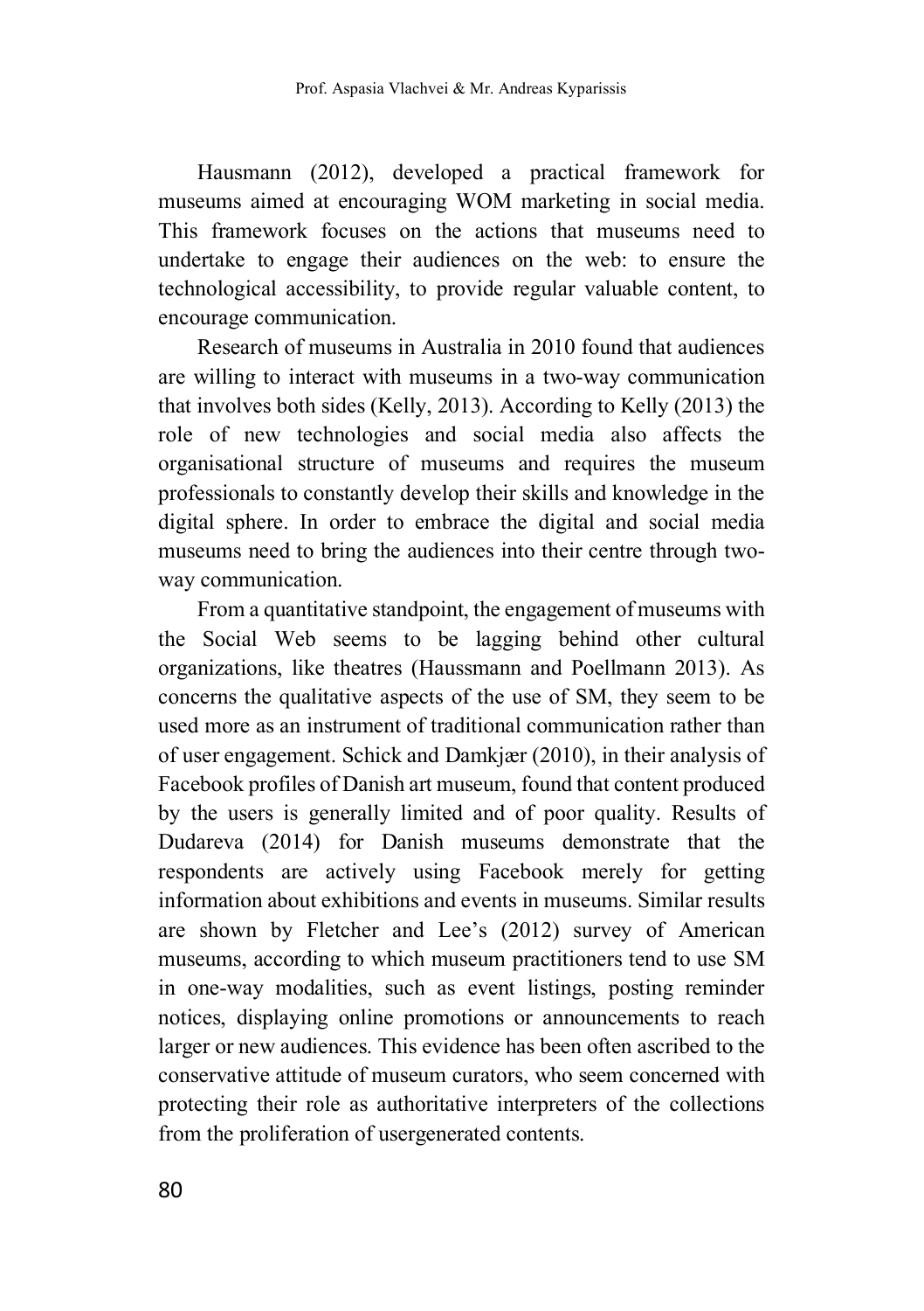Hausmann (2012), developed a practical framework for museums aimed at encouraging WOM marketing in social media. This framework focuses on the actions that museums need to undertake to engage their audiences on the web: to ensure the technological accessibility, to provide regular valuable content, to encourage communication.

Research of museums in Australia in 2010 found that audiences are willing to interact with museums in a two-way communication that involves both sides (Kelly, 2013). According to Kelly (2013) the role of new technologies and social media also affects the organisational structure of museums and requires the museum professionals to constantly develop their skills and knowledge in the digital sphere. In order to embrace the digital and social media museums need to bring the audiences into their centre through two-way communication.

From a quantitative standpoint, the engagement of museums with the Social Web seems to be lagging behind other cultural organizations, like theatres (Haussmann and Poellmann 2013). As concerns the qualitative aspects of the use of SM, they seem to be used more as an instrument of traditional communication rather than of user engagement. Schick and Damkjær (2010), in their analysis of Facebook profiles of Danish art museum, found that content produced by the users is generally limited and of poor quality. Results of Dudareva (2014) for Danish museums demonstrate that the respondents are actively using Facebook merely for getting information about exhibitions and events in museums. Similar results are shown by Fletcher and Lee's (2012) survey of American museums, according to which museum practitioners tend to use SM in one-way modalities, such as event listings, posting reminder notices, displaying online promotions or announcements to reach larger or new audiences. This evidence has been often ascribed to the conservative attitude of museum curators, who seem concerned with protecting their role as authoritative interpreters of the collections from the proliferation of usergenerated contents.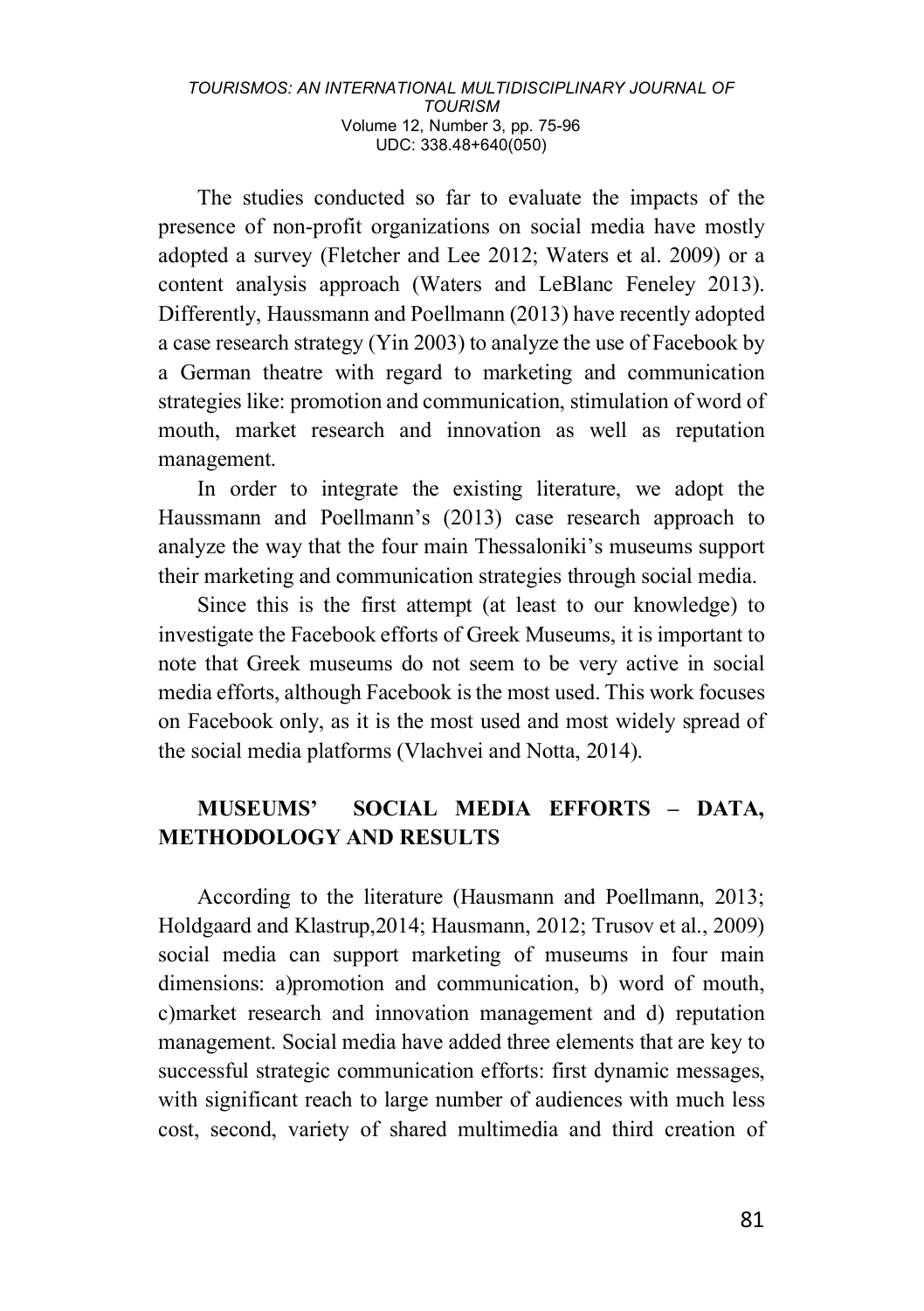The studies conducted so far to evaluate the impacts of the presence of non-profit organizations on social media have mostly adopted a survey (Fletcher and Lee 2012; Waters et al. 2009) or a content analysis approach (Waters and LeBlanc Feneley 2013). Differently, Haussmann and Poellmann (2013) have recently adopted a case research strategy (Yin 2003) to analyze the use of Facebook by a German theatre with regard to marketing and communication strategies like: promotion and communication, stimulation of word of mouth, market research and innovation as well as reputation management.

In order to integrate the existing literature, we adopt the Haussmann and Poellmann's (2013) case research approach to analyze the way that the four main Thessaloniki's museums support their marketing and communication strategies through social media.

Since this is the first attempt (at least to our knowledge) to investigate the Facebook efforts of Greek Museums, it is important to note that Greek museums do not seem to be very active in social media efforts, although Facebook is the most used. This work focuses on Facebook only, as it is the most used and most widely spread of the social media platforms (Vlachvei and Notta, 2014).

## MUSEUMS' SOCIAL MEDIA EFFORTS – DATA, METHODOLOGY AND RESULTS

According to the literature (Hausmann and Poellmann, 2013; Holdgaard and Klastrup,2014; Hausmann, 2012; Trusov et al., 2009) social media can support marketing of museums in four main dimensions: a)promotion and communication, b) word of mouth, c)market research and innovation management and d) reputation management. Social media have added three elements that are key to successful strategic communication efforts: first dynamic messages, with significant reach to large number of audiences with much less cost, second, variety of shared multimedia and third creation of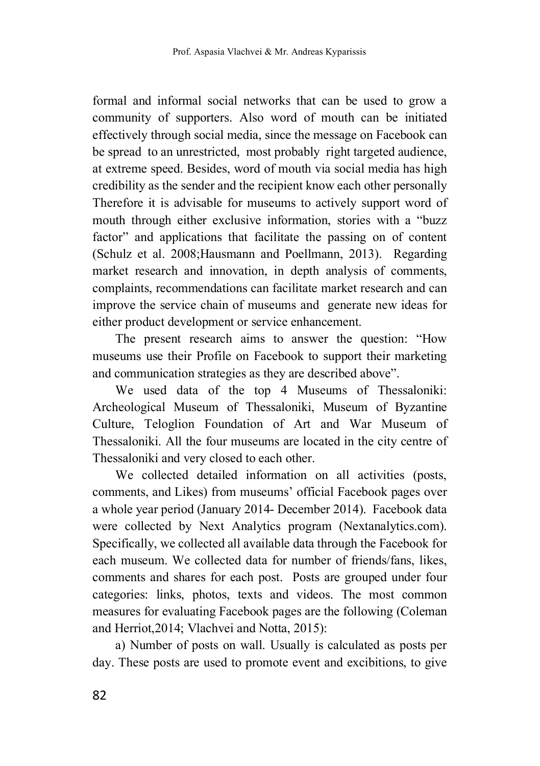formal and informal social networks that can be used to grow a community of supporters. Also word of mouth can be initiated effectively through social media, since the message on Facebook can be spread to an unrestricted, most probably right targeted audience, at extreme speed. Besides, word of mouth via social media has high credibility as the sender and the recipient know each other personally Therefore it is advisable for museums to actively support word of mouth through either exclusive information, stories with a "buzz factor" and applications that facilitate the passing on of content (Schulz et al. 2008;Hausmann and Poellmann, 2013). Regarding market research and innovation, in depth analysis of comments, complaints, recommendations can facilitate market research and can improve the service chain of museums and generate new ideas for either product development or service enhancement.

The present research aims to answer the question: "How museums use their Profile on Facebook to support their marketing and communication strategies as they are described above".

We used data of the top 4 Museums of Thessaloniki: Archeological Museum of Thessaloniki, Museum of Byzantine Culture, Teloglion Foundation of Art and War Museum of Thessaloniki. All the four museums are located in the city centre of Thessaloniki and very closed to each other.

We collected detailed information on all activities (posts, comments, and Likes) from museums' official Facebook pages over a whole year period (January 2014- December 2014). Facebook data were collected by Next Analytics program (Nextanalytics.com). Specifically, we collected all available data through the Facebook for each museum. We collected data for number of friends/fans, likes, comments and shares for each post. Posts are grouped under four categories: links, photos, texts and videos. The most common measures for evaluating Facebook pages are the following (Coleman and Herriot,2014; Vlachvei and Notta, 2015):

a) Number of posts on wall. Usually is calculated as posts per day. These posts are used to promote event and excibitions, to give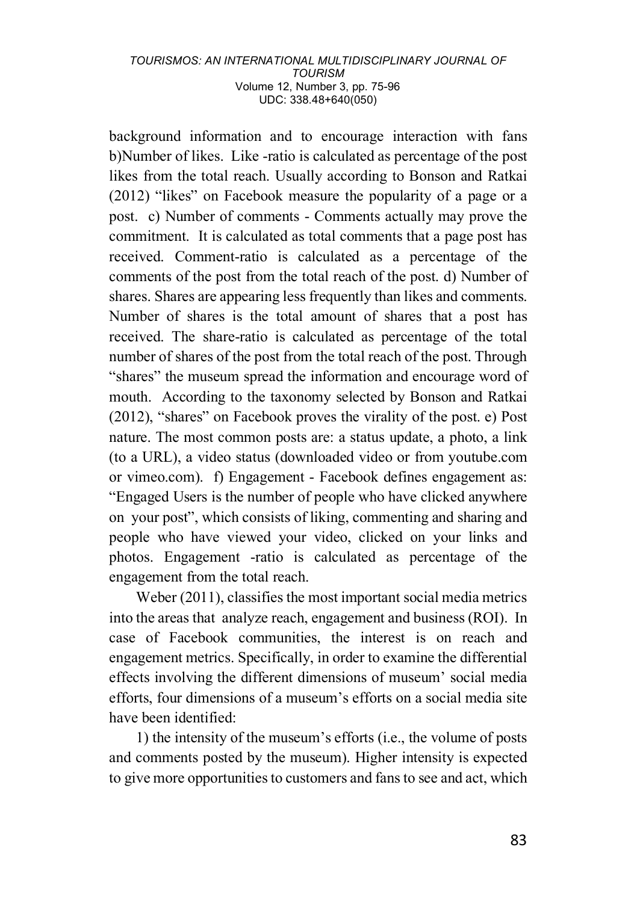background information and to encourage interaction with fans b)Number of likes. Like -ratio is calculated as percentage of the post likes from the total reach. Usually according to Bonson and Ratkai (2012) "likes" on Facebook measure the popularity of a page or a post. c) Number of comments - Comments actually may prove the commitment. It is calculated as total comments that a page post has received. Comment-ratio is calculated as a percentage of the comments of the post from the total reach of the post. d) Number of shares. Shares are appearing less frequently than likes and comments. Number of shares is the total amount of shares that a post has received. The share-ratio is calculated as percentage of the total number of shares of the post from the total reach of the post. Through "shares" the museum spread the information and encourage word of mouth. According to the taxonomy selected by Bonson and Ratkai (2012), "shares" on Facebook proves the virality of the post. e) Post nature. The most common posts are: a status update, a photo, a link (to a URL), a video status (downloaded video or from youtube.com or vimeo.com). f) Engagement - Facebook defines engagement as: "Engaged Users is the number of people who have clicked anywhere on your post", which consists of liking, commenting and sharing and people who have viewed your video, clicked on your links and photos. Engagement -ratio is calculated as percentage of the engagement from the total reach.

Weber (2011), classifies the most important social media metrics into the areas that analyze reach, engagement and business (ROI). In case of Facebook communities, the interest is on reach and engagement metrics. Specifically, in order to examine the differential effects involving the different dimensions of museum' social media efforts, four dimensions of a museum's efforts on a social media site have been identified:

1) the intensity of the museum's efforts (i.e., the volume of posts and comments posted by the museum). Higher intensity is expected to give more opportunities to customers and fans to see and act, which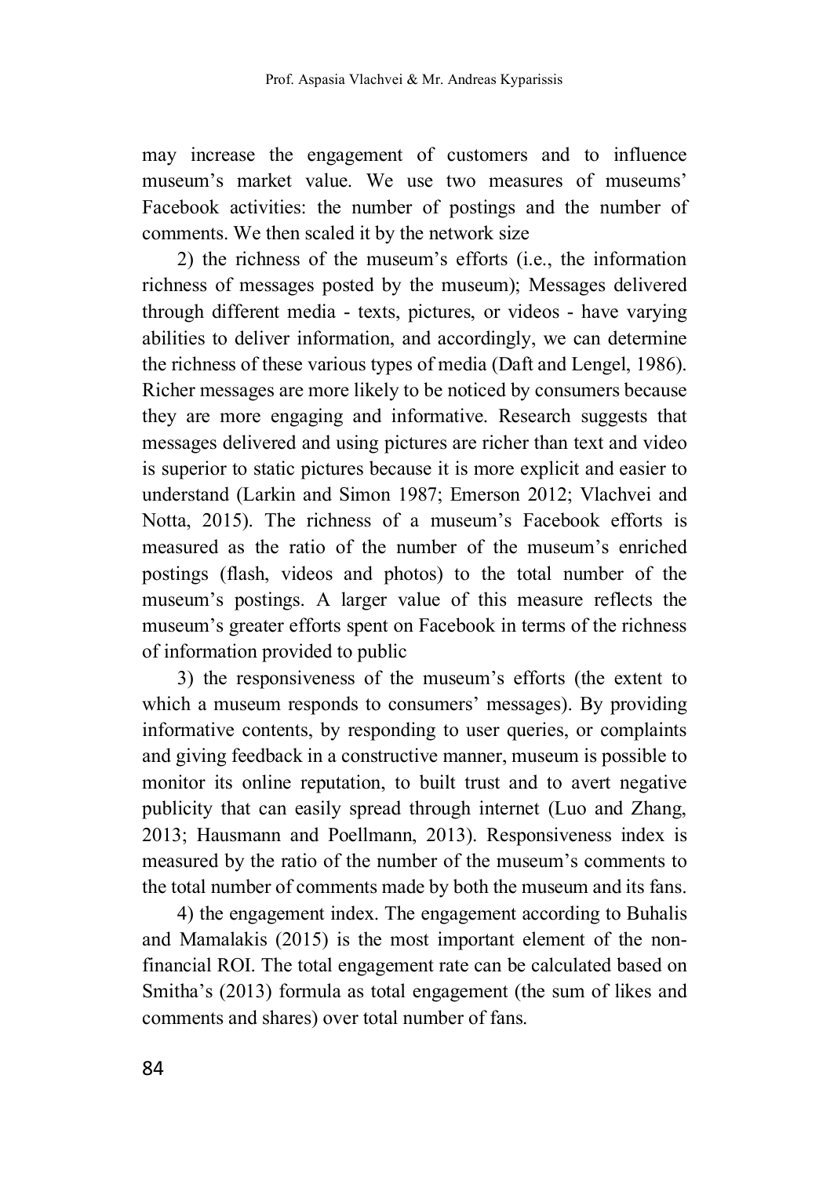may increase the engagement of customers and to influence museum's market value. We use two measures of museums' Facebook activities: the number of postings and the number of comments. We then scaled it by the network size

2) the richness of the museum's efforts (i.e., the information richness of messages posted by the museum); Messages delivered through different media - texts, pictures, or videos - have varying abilities to deliver information, and accordingly, we can determine the richness of these various types of media (Daft and Lengel, 1986). Richer messages are more likely to be noticed by consumers because they are more engaging and informative. Research suggests that messages delivered and using pictures are richer than text and video is superior to static pictures because it is more explicit and easier to understand (Larkin and Simon 1987; Emerson 2012; Vlachvei and Notta, 2015). The richness of a museum's Facebook efforts is measured as the ratio of the number of the museum's enriched postings (flash, videos and photos) to the total number of the museum's postings. A larger value of this measure reflects the museum's greater efforts spent on Facebook in terms of the richness of information provided to public

3) the responsiveness of the museum's efforts (the extent to which a museum responds to consumers' messages). By providing informative contents, by responding to user queries, or complaints and giving feedback in a constructive manner, museum is possible to monitor its online reputation, to built trust and to avert negative publicity that can easily spread through internet (Luo and Zhang, 2013; Hausmann and Poellmann, 2013). Responsiveness index is measured by the ratio of the number of the museum's comments to the total number of comments made by both the museum and its fans.

4) the engagement index. The engagement according to Buhalis and Mamalakis (2015) is the most important element of the non-financial ROI. The total engagement rate can be calculated based on Smitha's (2013) formula as total engagement (the sum of likes and comments and shares) over total number of fans.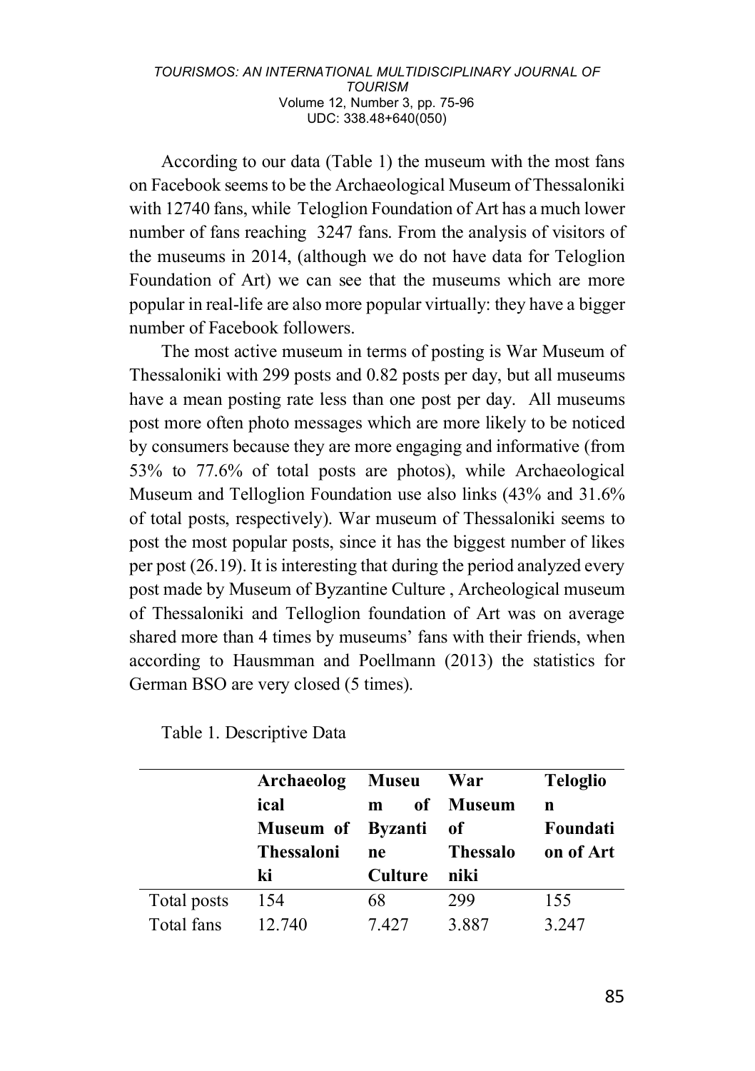According to our data (Table 1) the museum with the most fans on Facebook seems to be the Archaeological Museum of Thessaloniki with 12740 fans, while Teloglion Foundation of Art has a much lower number of fans reaching 3247 fans. From the analysis of visitors of the museums in 2014, (although we do not have data for Teloglion Foundation of Art) we can see that the museums which are more popular in real-life are also more popular virtually: they have a bigger number of Facebook followers.

The most active museum in terms of posting is War Museum of Thessaloniki with 299 posts and 0.82 posts per day, but all museums have a mean posting rate less than one post per day. All museums post more often photo messages which are more likely to be noticed by consumers because they are more engaging and informative (from 53% to 77.6% of total posts are photos), while Archaeological Museum and Telloglion Foundation use also links (43% and 31.6% of total posts, respectively). War museum of Thessaloniki seems to post the most popular posts, since it has the biggest number of likes per post (26.19). It is interesting that during the period analyzed every post made by Museum of Byzantine Culture , Archeological museum of Thessaloniki and Telloglion foundation of Art was on average shared more than 4 times by museums' fans with their friends, when according to Hausmman and Poellmann (2013) the statistics for German BSO are very closed (5 times).

Table 1. Descriptive Data

| | **Archaeological Museum of Thessaloniki** | **Museum of Byzantine Culture** | **War Museum of Thessaloniki** | **Teloglion Foundation of Art** |
|---|---|---|---|---|
| Total posts | 154 | 68 | 299 | 155 |
| Total fans | 12.740 | 7.427 | 3.887 | 3.247 |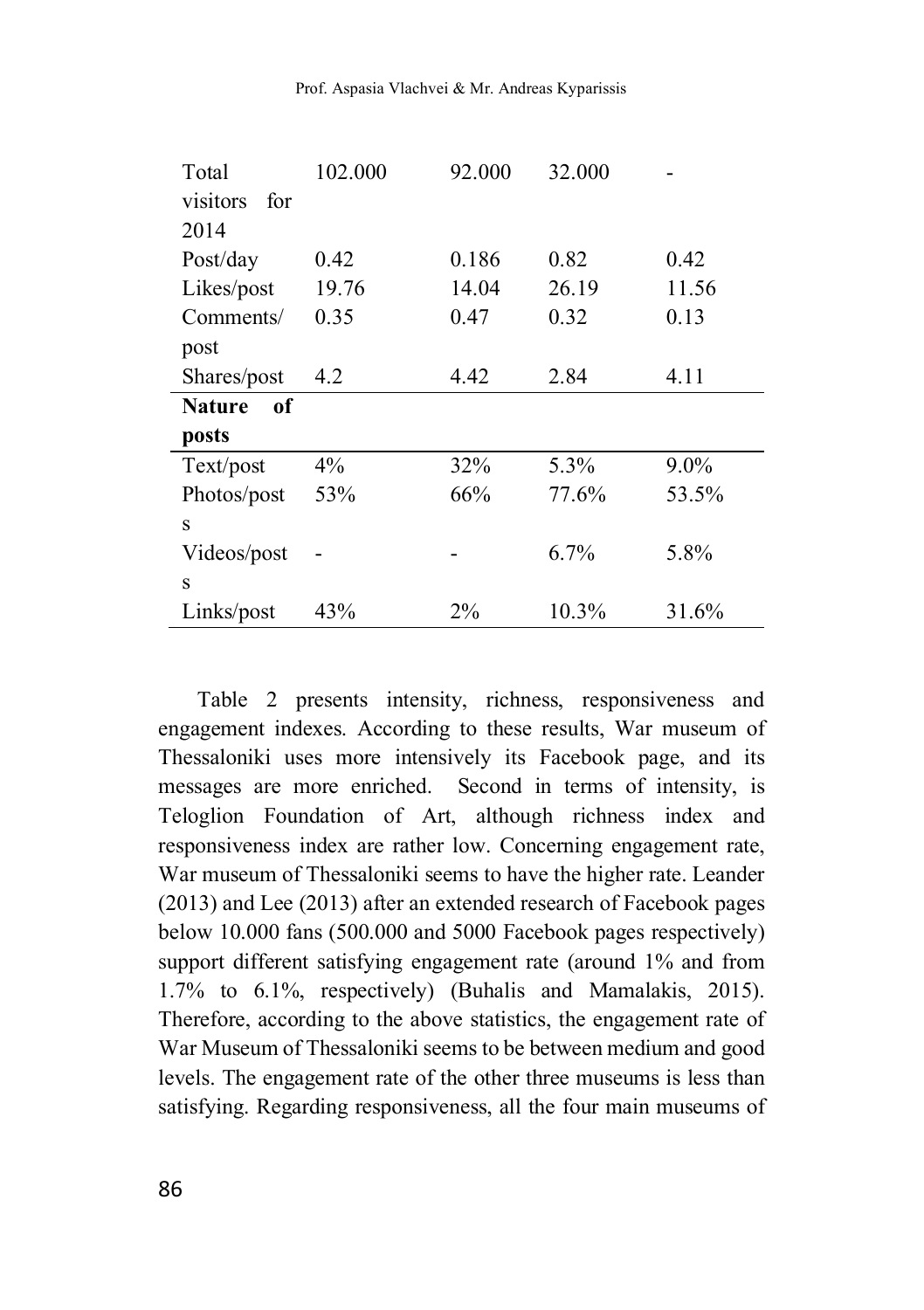| Total visitors for 2014 | 102.000 | 92.000 | 32.000 | - |
|---|---|---|---|---|
| Post/day | 0.42 | 0.186 | 0.82 | 0.42 |
| Likes/post | 19.76 | 14.04 | 26.19 | 11.56 |
| Comments/post | 0.35 | 0.47 | 0.32 | 0.13 |
| Shares/post | 4.2 | 4.42 | 2.84 | 4.11 |
| **Nature of posts** | | | | |
| Text/post | 4% | 32% | 5.3% | 9.0% |
| Photos/posts | 53% | 66% | 77.6% | 53.5% |
| Videos/posts | - | - | 6.7% | 5.8% |
| Links/post | 43% | 2% | 10.3% | 31.6% |

Table 2 presents intensity, richness, responsiveness and engagement indexes. According to these results, War museum of Thessaloniki uses more intensively its Facebook page, and its messages are more enriched. Second in terms of intensity, is Teloglion Foundation of Art, although richness index and responsiveness index are rather low. Concerning engagement rate, War museum of Thessaloniki seems to have the higher rate. Leander (2013) and Lee (2013) after an extended research of Facebook pages below 10.000 fans (500.000 and 5000 Facebook pages respectively) support different satisfying engagement rate (around 1% and from 1.7% to 6.1%, respectively) (Buhalis and Mamalakis, 2015). Therefore, according to the above statistics, the engagement rate of War Museum of Thessaloniki seems to be between medium and good levels. The engagement rate of the other three museums is less than satisfying. Regarding responsiveness, all the four main museums of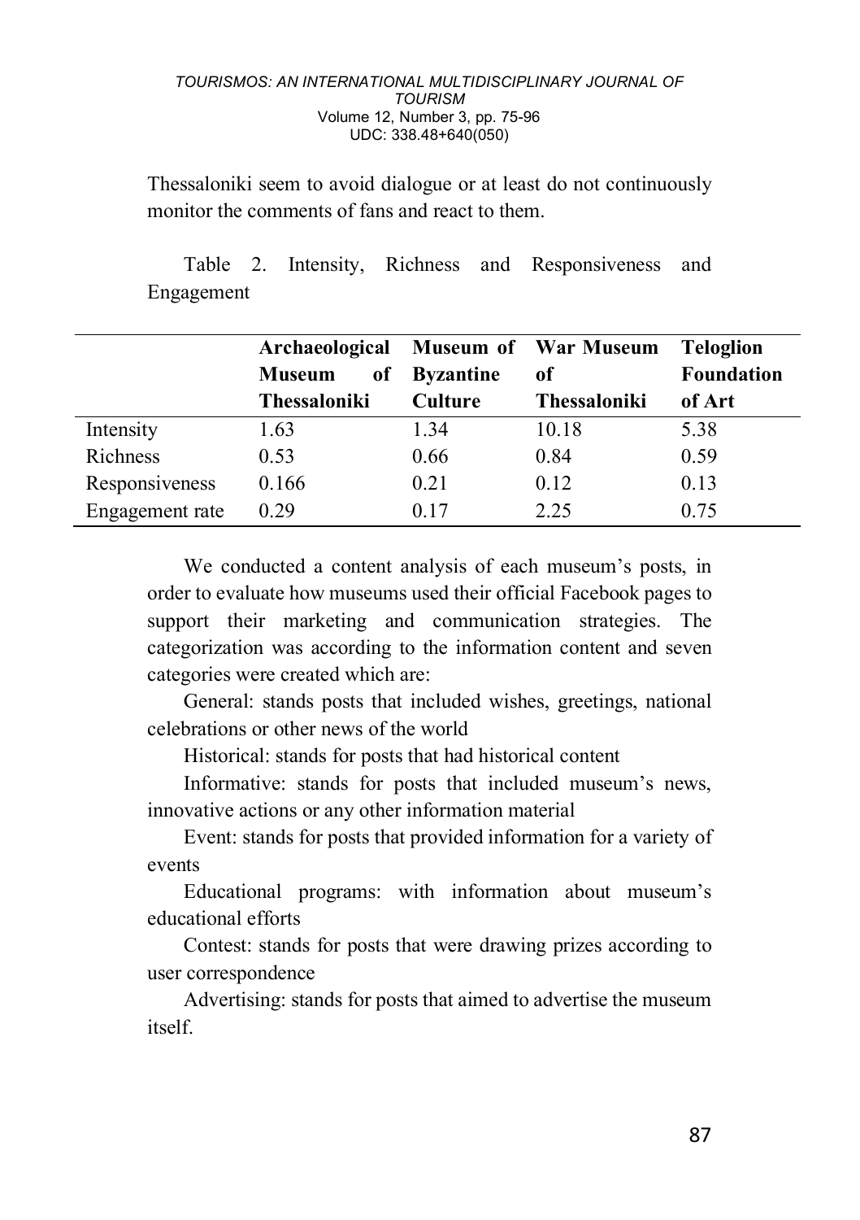Thessaloniki seem to avoid dialogue or at least do not continuously monitor the comments of fans and react to them.

Table 2. Intensity, Richness and Responsiveness and Engagement

| | Archaeological Museum of Thessaloniki | Museum of Byzantine Culture | War Museum of Thessaloniki | Teloglion Foundation of Art |
|---|---|---|---|---|
| Intensity | 1.63 | 1.34 | 10.18 | 5.38 |
| Richness | 0.53 | 0.66 | 0.84 | 0.59 |
| Responsiveness | 0.166 | 0.21 | 0.12 | 0.13 |
| Engagement rate | 0.29 | 0.17 | 2.25 | 0.75 |

We conducted a content analysis of each museum's posts, in order to evaluate how museums used their official Facebook pages to support their marketing and communication strategies. The categorization was according to the information content and seven categories were created which are:

General: stands posts that included wishes, greetings, national celebrations or other news of the world

Historical: stands for posts that had historical content

Informative: stands for posts that included museum's news, innovative actions or any other information material

Event: stands for posts that provided information for a variety of events

Educational programs: with information about museum's educational efforts

Contest: stands for posts that were drawing prizes according to user correspondence

Advertising: stands for posts that aimed to advertise the museum itself.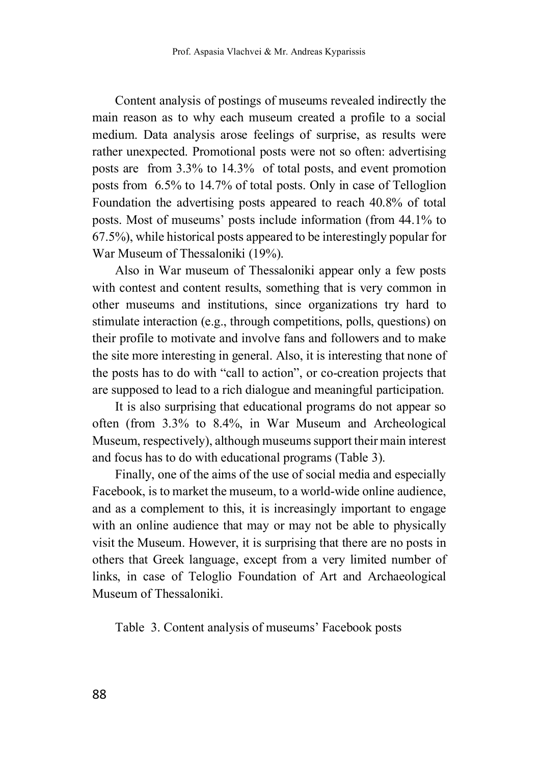Content analysis of postings of museums revealed indirectly the main reason as to why each museum created a profile to a social medium. Data analysis arose feelings of surprise, as results were rather unexpected. Promotional posts were not so often: advertising posts are from 3.3% to 14.3% of total posts, and event promotion posts from 6.5% to 14.7% of total posts. Only in case of Telloglion Foundation the advertising posts appeared to reach 40.8% of total posts. Most of museums' posts include information (from 44.1% to 67.5%), while historical posts appeared to be interestingly popular for War Museum of Thessaloniki (19%).

Also in War museum of Thessaloniki appear only a few posts with contest and content results, something that is very common in other museums and institutions, since organizations try hard to stimulate interaction (e.g., through competitions, polls, questions) on their profile to motivate and involve fans and followers and to make the site more interesting in general. Also, it is interesting that none of the posts has to do with "call to action", or co-creation projects that are supposed to lead to a rich dialogue and meaningful participation.

It is also surprising that educational programs do not appear so often (from 3.3% to 8.4%, in War Museum and Archeological Museum, respectively), although museums support their main interest and focus has to do with educational programs (Table 3).

Finally, one of the aims of the use of social media and especially Facebook, is to market the museum, to a world-wide online audience, and as a complement to this, it is increasingly important to engage with an online audience that may or may not be able to physically visit the Museum. However, it is surprising that there are no posts in others that Greek language, except from a very limited number of links, in case of Teloglio Foundation of Art and Archaeological Museum of Thessaloniki.

Table 3. Content analysis of museums' Facebook posts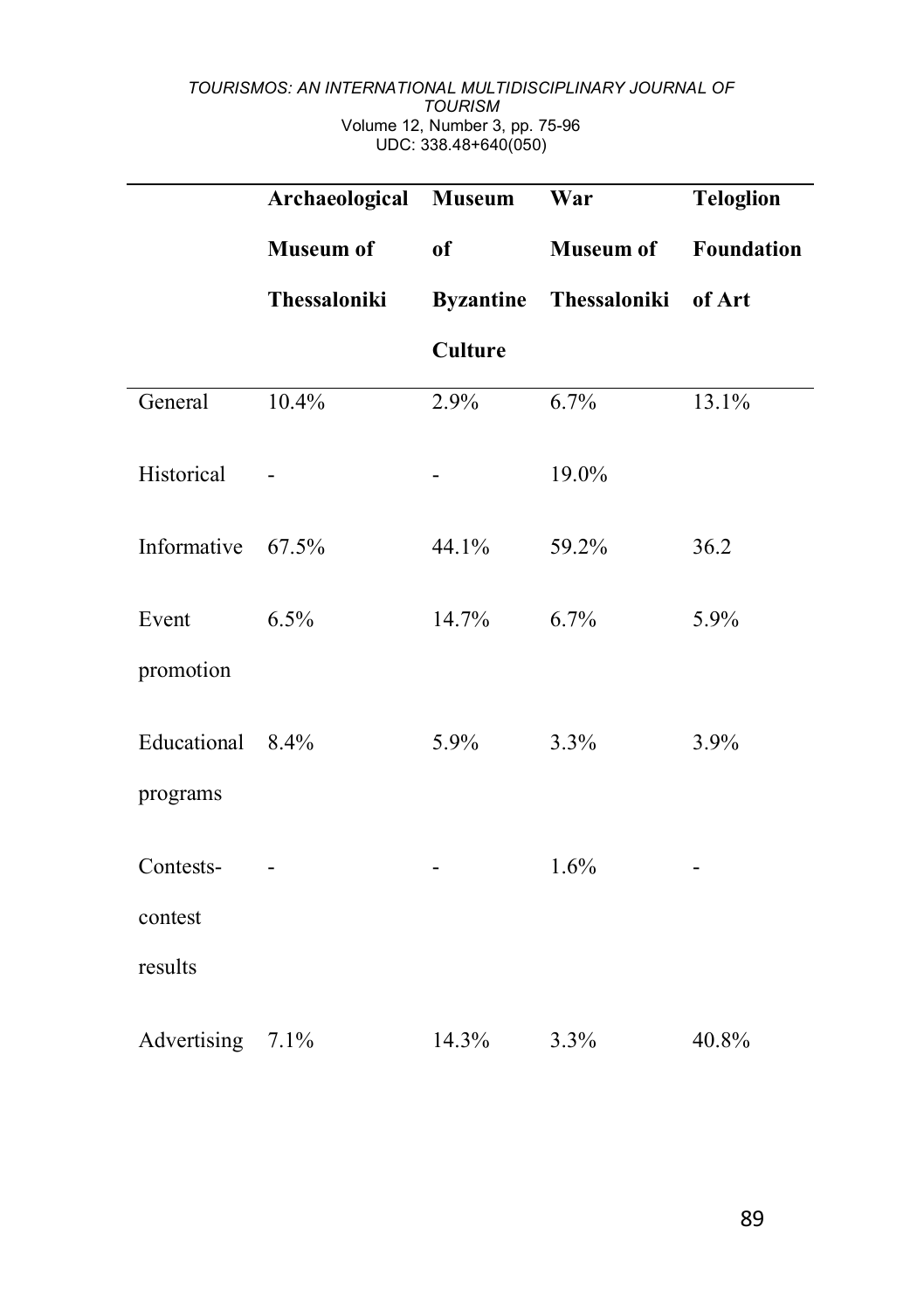| | Archaeological Museum of Thessaloniki | Museum of Byzantine Culture | War Museum of Thessaloniki | Teloglion Foundation of Art |
|---|---|---|---|---|
| General | 10.4% | 2.9% | 6.7% | 13.1% |
| Historical | - | - | 19.0% | |
| Informative | 67.5% | 44.1% | 59.2% | 36.2 |
| Event promotion | 6.5% | 14.7% | 6.7% | 5.9% |
| Educational programs | 8.4% | 5.9% | 3.3% | 3.9% |
| Contests-contest results | - | - | 1.6% | - |
| Advertising | 7.1% | 14.3% | 3.3% | 40.8% |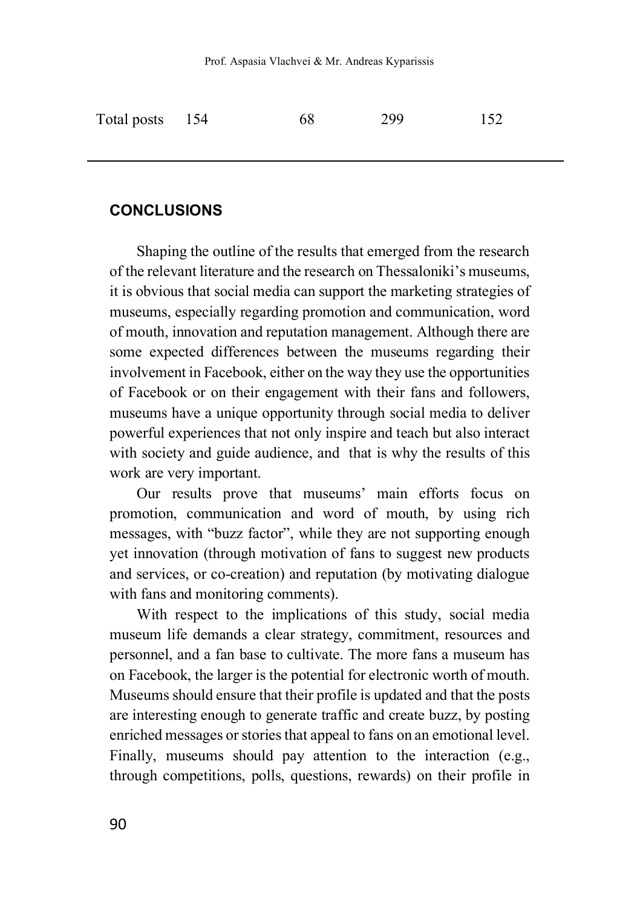| Total posts | 154 | 68 | 299 | 152 |
|---|---|---|---|---|

## CONCLUSIONS

Shaping the outline of the results that emerged from the research of the relevant literature and the research on Thessaloniki's museums, it is obvious that social media can support the marketing strategies of museums, especially regarding promotion and communication, word of mouth, innovation and reputation management. Although there are some expected differences between the museums regarding their involvement in Facebook, either on the way they use the opportunities of Facebook or on their engagement with their fans and followers, museums have a unique opportunity through social media to deliver powerful experiences that not only inspire and teach but also interact with society and guide audience, and that is why the results of this work are very important.

Our results prove that museums' main efforts focus on promotion, communication and word of mouth, by using rich messages, with "buzz factor", while they are not supporting enough yet innovation (through motivation of fans to suggest new products and services, or co-creation) and reputation (by motivating dialogue with fans and monitoring comments).

With respect to the implications of this study, social media museum life demands a clear strategy, commitment, resources and personnel, and a fan base to cultivate. The more fans a museum has on Facebook, the larger is the potential for electronic worth of mouth. Museums should ensure that their profile is updated and that the posts are interesting enough to generate traffic and create buzz, by posting enriched messages or stories that appeal to fans on an emotional level. Finally, museums should pay attention to the interaction (e.g., through competitions, polls, questions, rewards) on their profile in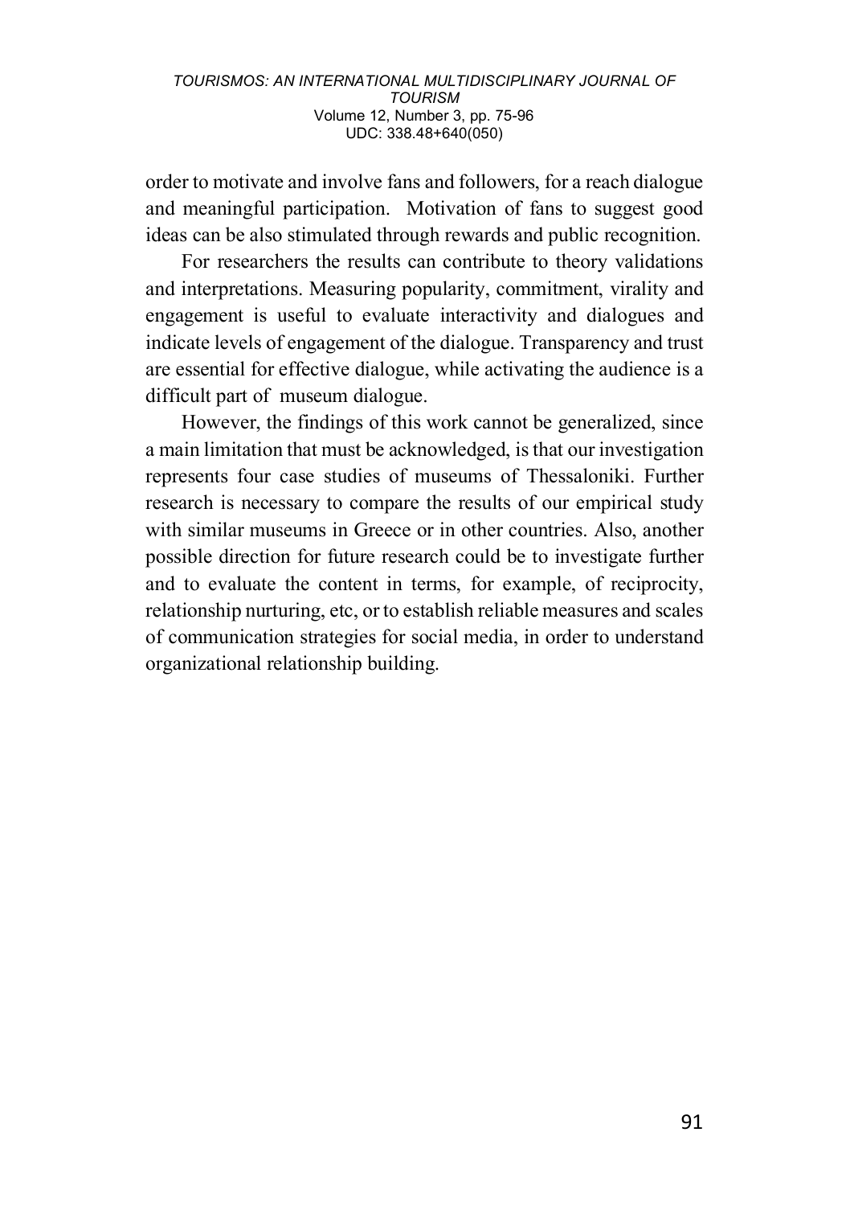order to motivate and involve fans and followers, for a reach dialogue and meaningful participation. Motivation of fans to suggest good ideas can be also stimulated through rewards and public recognition.

For researchers the results can contribute to theory validations and interpretations. Measuring popularity, commitment, virality and engagement is useful to evaluate interactivity and dialogues and indicate levels of engagement of the dialogue. Transparency and trust are essential for effective dialogue, while activating the audience is a difficult part of museum dialogue.

However, the findings of this work cannot be generalized, since a main limitation that must be acknowledged, is that our investigation represents four case studies of museums of Thessaloniki. Further research is necessary to compare the results of our empirical study with similar museums in Greece or in other countries. Also, another possible direction for future research could be to investigate further and to evaluate the content in terms, for example, of reciprocity, relationship nurturing, etc, or to establish reliable measures and scales of communication strategies for social media, in order to understand organizational relationship building.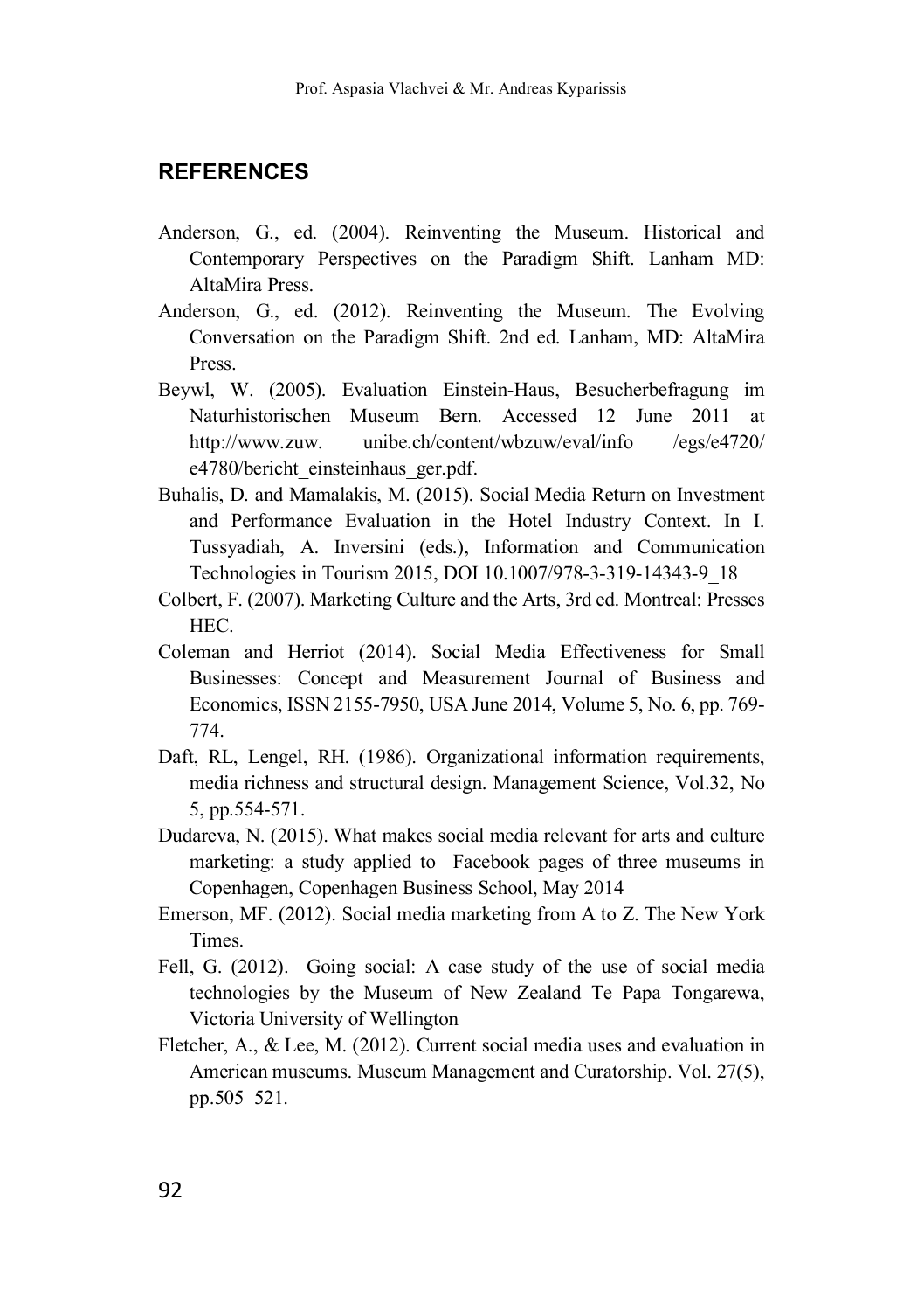## REFERENCES

Anderson, G., ed. (2004). Reinventing the Museum. Historical and Contemporary Perspectives on the Paradigm Shift. Lanham MD: AltaMira Press.

Anderson, G., ed. (2012). Reinventing the Museum. The Evolving Conversation on the Paradigm Shift. 2nd ed. Lanham, MD: AltaMira Press.

Beywl, W. (2005). Evaluation Einstein-Haus, Besucherbefragung im Naturhistorischen Museum Bern. Accessed 12 June 2011 at http://www.zuw. unibe.ch/content/wbzuw/eval/info /egs/e4720/ e4780/bericht_einsteinhaus_ger.pdf.

Buhalis, D. and Mamalakis, M. (2015). Social Media Return on Investment and Performance Evaluation in the Hotel Industry Context. In I. Tussyadiah, A. Inversini (eds.), Information and Communication Technologies in Tourism 2015, DOI 10.1007/978-3-319-14343-9_18

Colbert, F. (2007). Marketing Culture and the Arts, 3rd ed. Montreal: Presses HEC.

Coleman and Herriot (2014). Social Media Effectiveness for Small Businesses: Concept and Measurement Journal of Business and Economics, ISSN 2155-7950, USA June 2014, Volume 5, No. 6, pp. 769-774.

Daft, RL, Lengel, RH. (1986). Organizational information requirements, media richness and structural design. Management Science, Vol.32, No 5, pp.554-571.

Dudareva, N. (2015). What makes social media relevant for arts and culture marketing: a study applied to Facebook pages of three museums in Copenhagen, Copenhagen Business School, May 2014

Emerson, MF. (2012). Social media marketing from A to Z. The New York Times.

Fell, G. (2012). Going social: A case study of the use of social media technologies by the Museum of New Zealand Te Papa Tongarewa, Victoria University of Wellington

Fletcher, A., & Lee, M. (2012). Current social media uses and evaluation in American museums. Museum Management and Curatorship. Vol. 27(5), pp.505–521.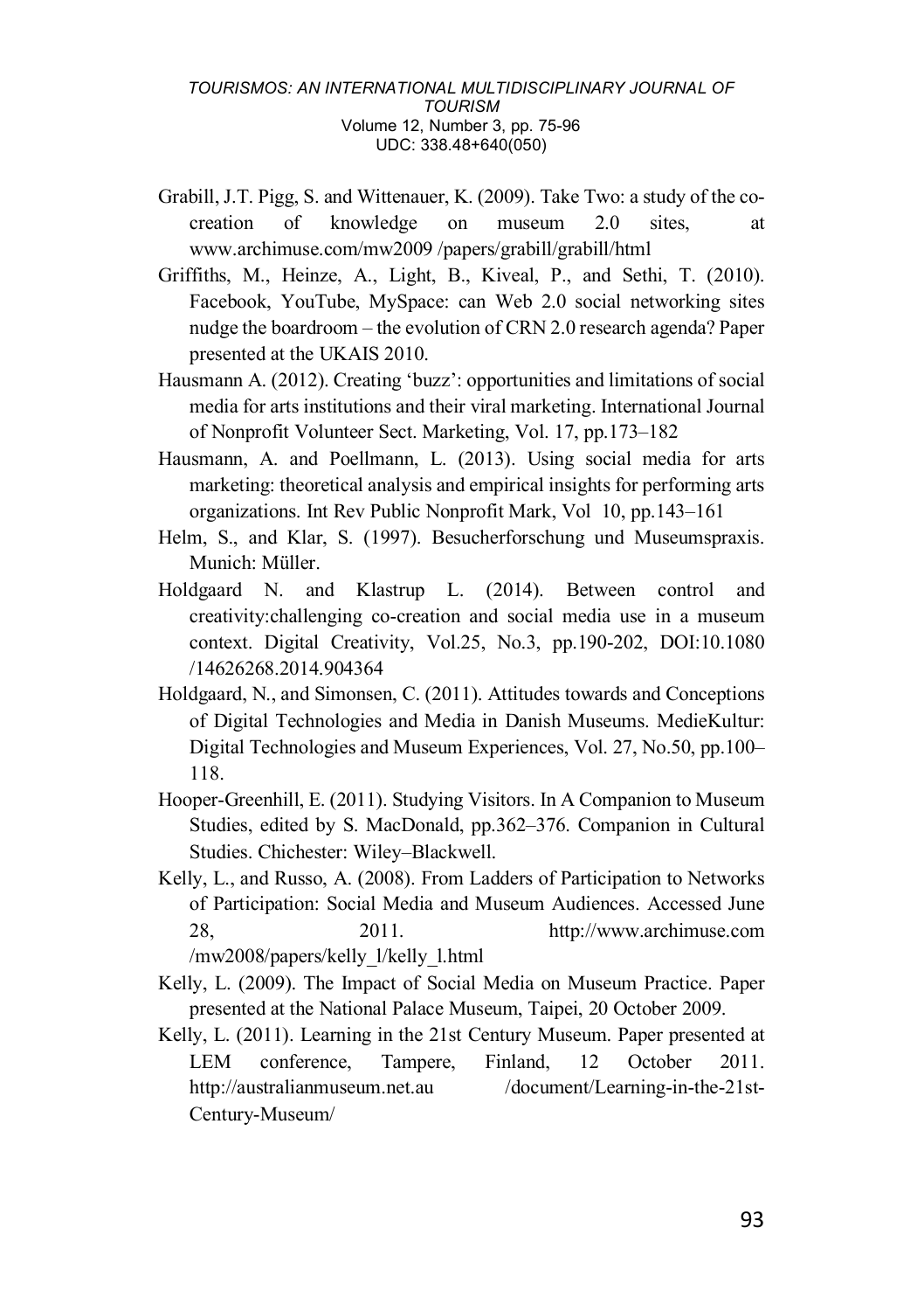Grabill, J.T. Pigg, S. and Wittenauer, K. (2009). Take Two: a study of the co-creation of knowledge on museum 2.0 sites, at www.archimuse.com/mw2009 /papers/grabill/grabill/html

Griffiths, M., Heinze, A., Light, B., Kiveal, P., and Sethi, T. (2010). Facebook, YouTube, MySpace: can Web 2.0 social networking sites nudge the boardroom – the evolution of CRN 2.0 research agenda? Paper presented at the UKAIS 2010.

Hausmann A. (2012). Creating 'buzz': opportunities and limitations of social media for arts institutions and their viral marketing. International Journal of Nonprofit Volunteer Sect. Marketing, Vol. 17, pp.173–182

Hausmann, A. and Poellmann, L. (2013). Using social media for arts marketing: theoretical analysis and empirical insights for performing arts organizations. Int Rev Public Nonprofit Mark, Vol 10, pp.143–161

Helm, S., and Klar, S. (1997). Besucherforschung und Museumspraxis. Munich: Müller.

Holdgaard N. and Klastrup L. (2014). Between control and creativity:challenging co-creation and social media use in a museum context. Digital Creativity, Vol.25, No.3, pp.190-202, DOI:10.1080 /14626268.2014.904364

Holdgaard, N., and Simonsen, C. (2011). Attitudes towards and Conceptions of Digital Technologies and Media in Danish Museums. MedieKultur: Digital Technologies and Museum Experiences, Vol. 27, No.50, pp.100–118.

Hooper-Greenhill, E. (2011). Studying Visitors. In A Companion to Museum Studies, edited by S. MacDonald, pp.362–376. Companion in Cultural Studies. Chichester: Wiley–Blackwell.

Kelly, L., and Russo, A. (2008). From Ladders of Participation to Networks of Participation: Social Media and Museum Audiences. Accessed June 28, 2011. http://www.archimuse.com /mw2008/papers/kelly_l/kelly_l.html

Kelly, L. (2009). The Impact of Social Media on Museum Practice. Paper presented at the National Palace Museum, Taipei, 20 October 2009.

Kelly, L. (2011). Learning in the 21st Century Museum. Paper presented at LEM conference, Tampere, Finland, 12 October 2011. http://australianmuseum.net.au /document/Learning-in-the-21st-Century-Museum/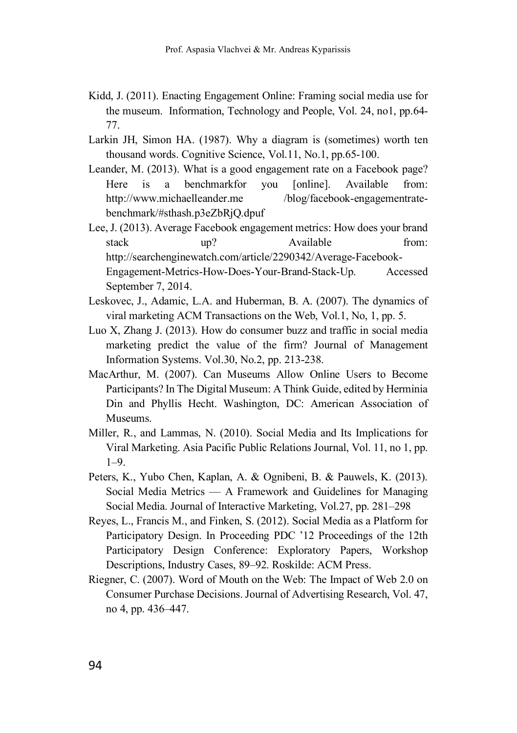Kidd, J. (2011). Enacting Engagement Online: Framing social media use for the museum. Information, Technology and People, Vol. 24, no1, pp.64-77.

Larkin JH, Simon HA. (1987). Why a diagram is (sometimes) worth ten thousand words. Cognitive Science, Vol.11, No.1, pp.65-100.

Leander, M. (2013). What is a good engagement rate on a Facebook page? Here is a benchmarkfor you [online]. Available from: http://www.michaelleander.me /blog/facebook-engagementrate-benchmark/#sthash.p3eZbRjQ.dpuf

Lee, J. (2013). Average Facebook engagement metrics: How does your brand stack up? Available from: http://searchenginewatch.com/article/2290342/Average-Facebook-Engagement-Metrics-How-Does-Your-Brand-Stack-Up. Accessed September 7, 2014.

Leskovec, J., Adamic, L.A. and Huberman, B. A. (2007). The dynamics of viral marketing ACM Transactions on the Web, Vol.1, No, 1, pp. 5.

Luo X, Zhang J. (2013). How do consumer buzz and traffic in social media marketing predict the value of the firm? Journal of Management Information Systems. Vol.30, No.2, pp. 213-238.

MacArthur, M. (2007). Can Museums Allow Online Users to Become Participants? In The Digital Museum: A Think Guide, edited by Herminia Din and Phyllis Hecht. Washington, DC: American Association of Museums.

Miller, R., and Lammas, N. (2010). Social Media and Its Implications for Viral Marketing. Asia Pacific Public Relations Journal, Vol. 11, no 1, pp. 1–9.

Peters, K., Yubo Chen, Kaplan, A. & Ognibeni, B. & Pauwels, K. (2013). Social Media Metrics — A Framework and Guidelines for Managing Social Media. Journal of Interactive Marketing, Vol.27, pp. 281–298

Reyes, L., Francis M., and Finken, S. (2012). Social Media as a Platform for Participatory Design. In Proceeding PDC '12 Proceedings of the 12th Participatory Design Conference: Exploratory Papers, Workshop Descriptions, Industry Cases, 89–92. Roskilde: ACM Press.

Riegner, C. (2007). Word of Mouth on the Web: The Impact of Web 2.0 on Consumer Purchase Decisions. Journal of Advertising Research, Vol. 47, no 4, pp. 436–447.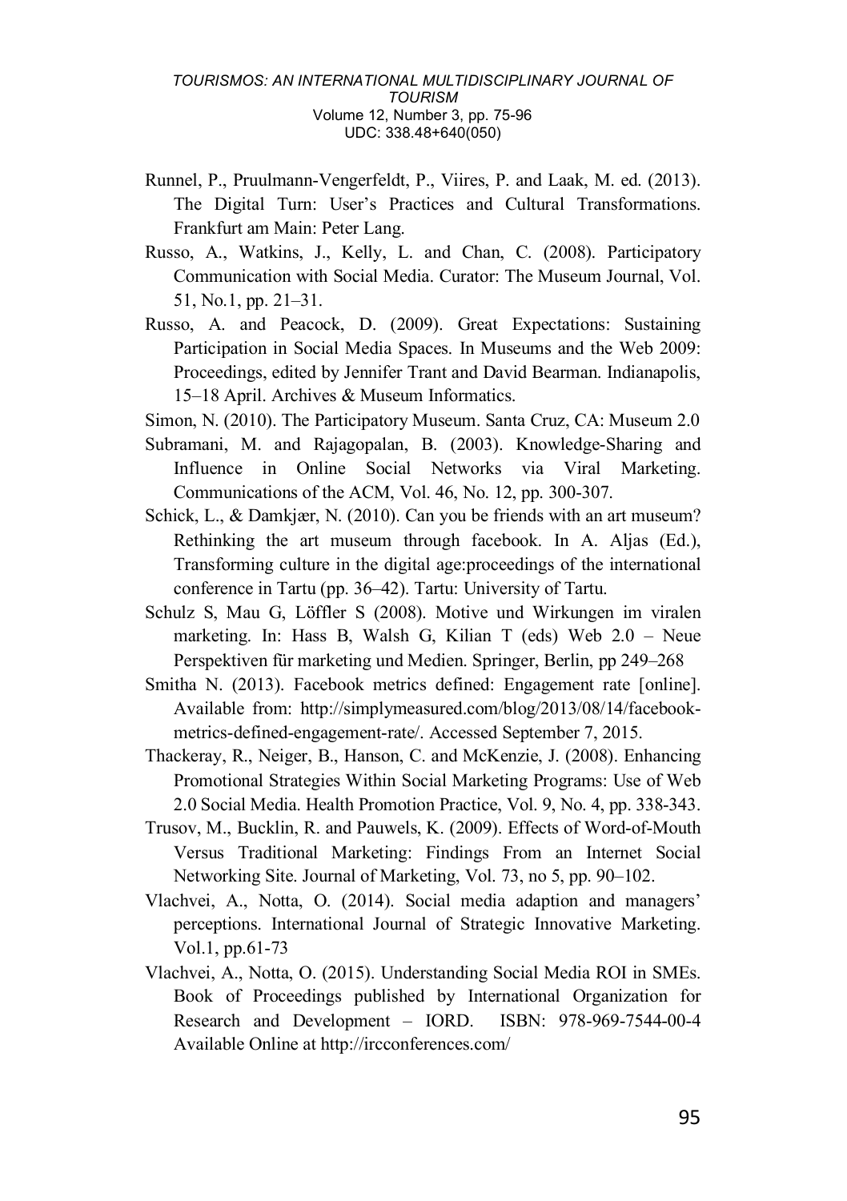Runnel, P., Pruulmann-Vengerfeldt, P., Viires, P. and Laak, M. ed. (2013). The Digital Turn: User's Practices and Cultural Transformations. Frankfurt am Main: Peter Lang.

Russo, A., Watkins, J., Kelly, L. and Chan, C. (2008). Participatory Communication with Social Media. Curator: The Museum Journal, Vol. 51, No.1, pp. 21–31.

Russo, A. and Peacock, D. (2009). Great Expectations: Sustaining Participation in Social Media Spaces. In Museums and the Web 2009: Proceedings, edited by Jennifer Trant and David Bearman. Indianapolis, 15–18 April. Archives & Museum Informatics.

Simon, N. (2010). The Participatory Museum. Santa Cruz, CA: Museum 2.0

Subramani, M. and Rajagopalan, B. (2003). Knowledge-Sharing and Influence in Online Social Networks via Viral Marketing. Communications of the ACM, Vol. 46, No. 12, pp. 300-307.

Schick, L., & Damkjær, N. (2010). Can you be friends with an art museum? Rethinking the art museum through facebook. In A. Aljas (Ed.), Transforming culture in the digital age:proceedings of the international conference in Tartu (pp. 36–42). Tartu: University of Tartu.

Schulz S, Mau G, Löffler S (2008). Motive und Wirkungen im viralen marketing. In: Hass B, Walsh G, Kilian T (eds) Web 2.0 – Neue Perspektiven für marketing und Medien. Springer, Berlin, pp 249–268

Smitha N. (2013). Facebook metrics defined: Engagement rate [online]. Available from: http://simplymeasured.com/blog/2013/08/14/facebook-metrics-defined-engagement-rate/. Accessed September 7, 2015.

Thackeray, R., Neiger, B., Hanson, C. and McKenzie, J. (2008). Enhancing Promotional Strategies Within Social Marketing Programs: Use of Web 2.0 Social Media. Health Promotion Practice, Vol. 9, No. 4, pp. 338-343.

Trusov, M., Bucklin, R. and Pauwels, K. (2009). Effects of Word-of-Mouth Versus Traditional Marketing: Findings From an Internet Social Networking Site. Journal of Marketing, Vol. 73, no 5, pp. 90–102.

Vlachvei, A., Notta, O. (2014). Social media adaption and managers' perceptions. International Journal of Strategic Innovative Marketing. Vol.1, pp.61-73

Vlachvei, A., Notta, O. (2015). Understanding Social Media ROI in SMEs. Book of Proceedings published by International Organization for Research and Development – IORD. ISBN: 978-969-7544-00-4 Available Online at http://ircconferences.com/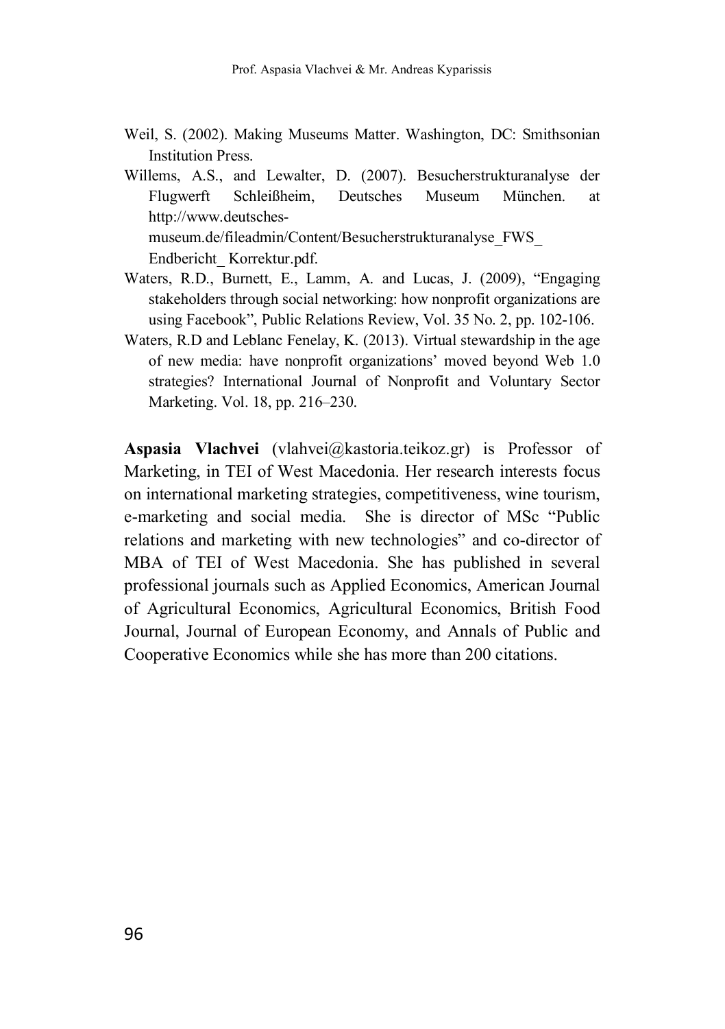Weil, S. (2002). Making Museums Matter. Washington, DC: Smithsonian Institution Press.

Willems, A.S., and Lewalter, D. (2007). Besucherstrukturanalyse der Flugwerft Schleißheim, Deutsches Museum München. at http://www.deutsches-museum.de/fileadmin/Content/Besucherstrukturanalyse_FWS_ Endbericht_ Korrektur.pdf.

Waters, R.D., Burnett, E., Lamm, A. and Lucas, J. (2009), "Engaging stakeholders through social networking: how nonprofit organizations are using Facebook", Public Relations Review, Vol. 35 No. 2, pp. 102-106.

Waters, R.D and Leblanc Fenelay, K. (2013). Virtual stewardship in the age of new media: have nonprofit organizations' moved beyond Web 1.0 strategies? International Journal of Nonprofit and Voluntary Sector Marketing. Vol. 18, pp. 216–230.

**Aspasia Vlachvei** (vlahvei@kastoria.teikoz.gr) is Professor of Marketing, in TEI of West Macedonia. Her research interests focus on international marketing strategies, competitiveness, wine tourism, e-marketing and social media. She is director of MSc "Public relations and marketing with new technologies" and co-director of MBA of TEI of West Macedonia. She has published in several professional journals such as Applied Economics, American Journal of Agricultural Economics, Agricultural Economics, British Food Journal, Journal of European Economy, and Annals of Public and Cooperative Economics while she has more than 200 citations.